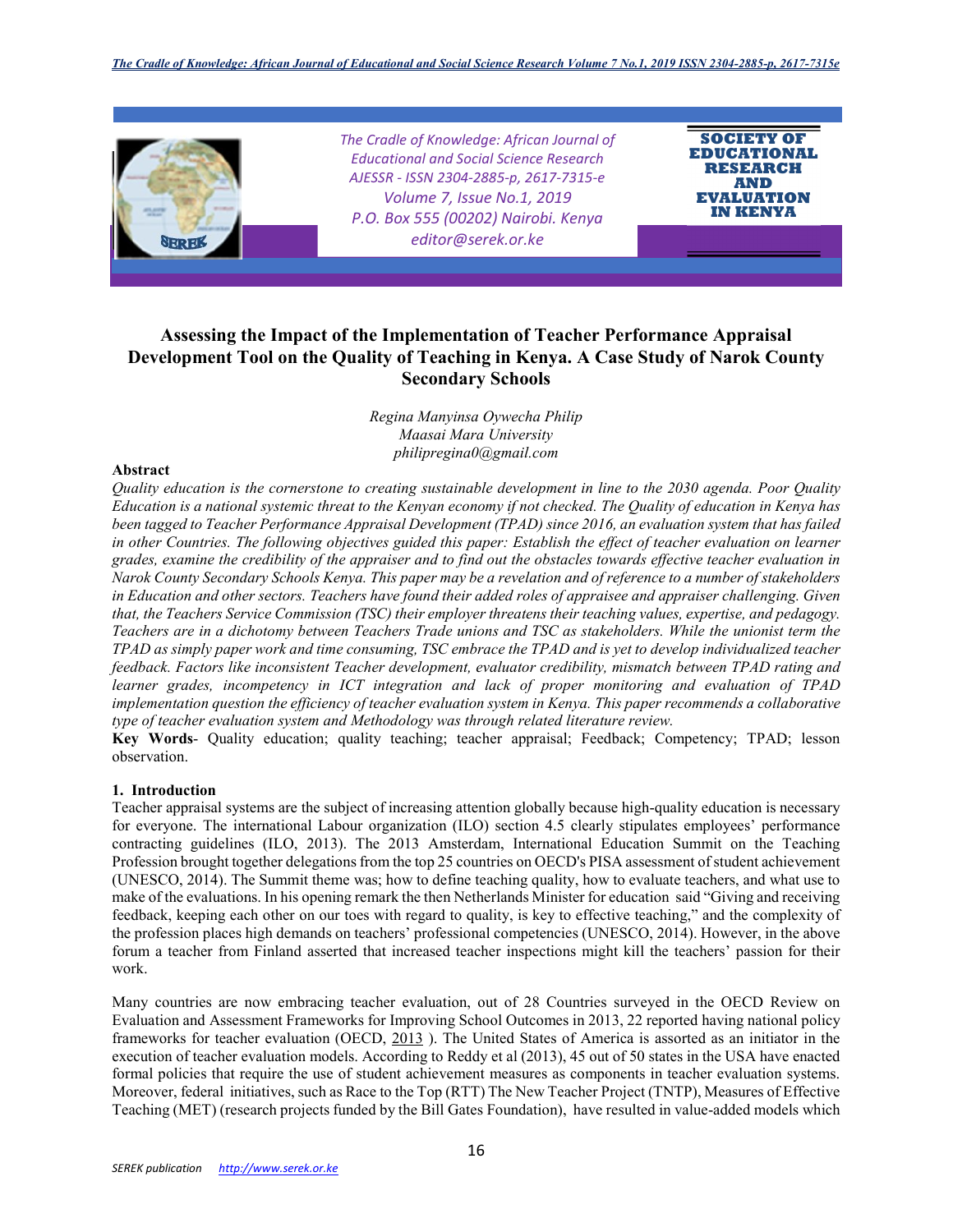# Assessing the Impact of the Implementation of Teacher Performance Appraisal Development Tool on the Quality of Teaching in Kenya. A Case Study of Narok County Secondary Schools

*Regina Manyinsa Oywecha Philip*
*Maasai Mara University*
*philipregina0@gmail.com*

### Abstract

*Quality education is the cornerstone to creating sustainable development in line to the 2030 agenda. Poor Quality Education is a national systemic threat to the Kenyan economy if not checked. The Quality of education in Kenya has been tagged to Teacher Performance Appraisal Development (TPAD) since 2016, an evaluation system that has failed in other Countries. The following objectives guided this paper: Establish the effect of teacher evaluation on learner grades, examine the credibility of the appraiser and to find out the obstacles towards effective teacher evaluation in Narok County Secondary Schools Kenya. This paper may be a revelation and of reference to a number of stakeholders in Education and other sectors. Teachers have found their added roles of appraisee and appraiser challenging. Given that, the Teachers Service Commission (TSC) their employer threatens their teaching values, expertise, and pedagogy. Teachers are in a dichotomy between Teachers Trade unions and TSC as stakeholders. While the unionist term the TPAD as simply paper work and time consuming, TSC embrace the TPAD and is yet to develop individualized teacher feedback. Factors like inconsistent Teacher development, evaluator credibility, mismatch between TPAD rating and learner grades, incompetency in ICT integration and lack of proper monitoring and evaluation of TPAD implementation question the efficiency of teacher evaluation system in Kenya. This paper recommends a collaborative type of teacher evaluation system and Methodology was through related literature review.*

**Key Words**- Quality education; quality teaching; teacher appraisal; Feedback; Competency; TPAD; lesson observation.

## 1. Introduction

Teacher appraisal systems are the subject of increasing attention globally because high-quality education is necessary for everyone. The international Labour organization (ILO) section 4.5 clearly stipulates employees' performance contracting guidelines (ILO, 2013). The 2013 Amsterdam, International Education Summit on the Teaching Profession brought together delegations from the top 25 countries on OECD's PISA assessment of student achievement (UNESCO, 2014). The Summit theme was; how to define teaching quality, how to evaluate teachers, and what use to make of the evaluations. In his opening remark the then Netherlands Minister for education said "Giving and receiving feedback, keeping each other on our toes with regard to quality, is key to effective teaching," and the complexity of the profession places high demands on teachers' professional competencies (UNESCO, 2014). However, in the above forum a teacher from Finland asserted that increased teacher inspections might kill the teachers' passion for their work.

Many countries are now embracing teacher evaluation, out of 28 Countries surveyed in the OECD Review on Evaluation and Assessment Frameworks for Improving School Outcomes in 2013, 22 reported having national policy frameworks for teacher evaluation (OECD, 2013 ). The United States of America is assorted as an initiator in the execution of teacher evaluation models. According to Reddy et al (2013), 45 out of 50 states in the USA have enacted formal policies that require the use of student achievement measures as components in teacher evaluation systems. Moreover, federal initiatives, such as Race to the Top (RTT) The New Teacher Project (TNTP), Measures of Effective Teaching (MET) (research projects funded by the Bill Gates Foundation), have resulted in value-added models which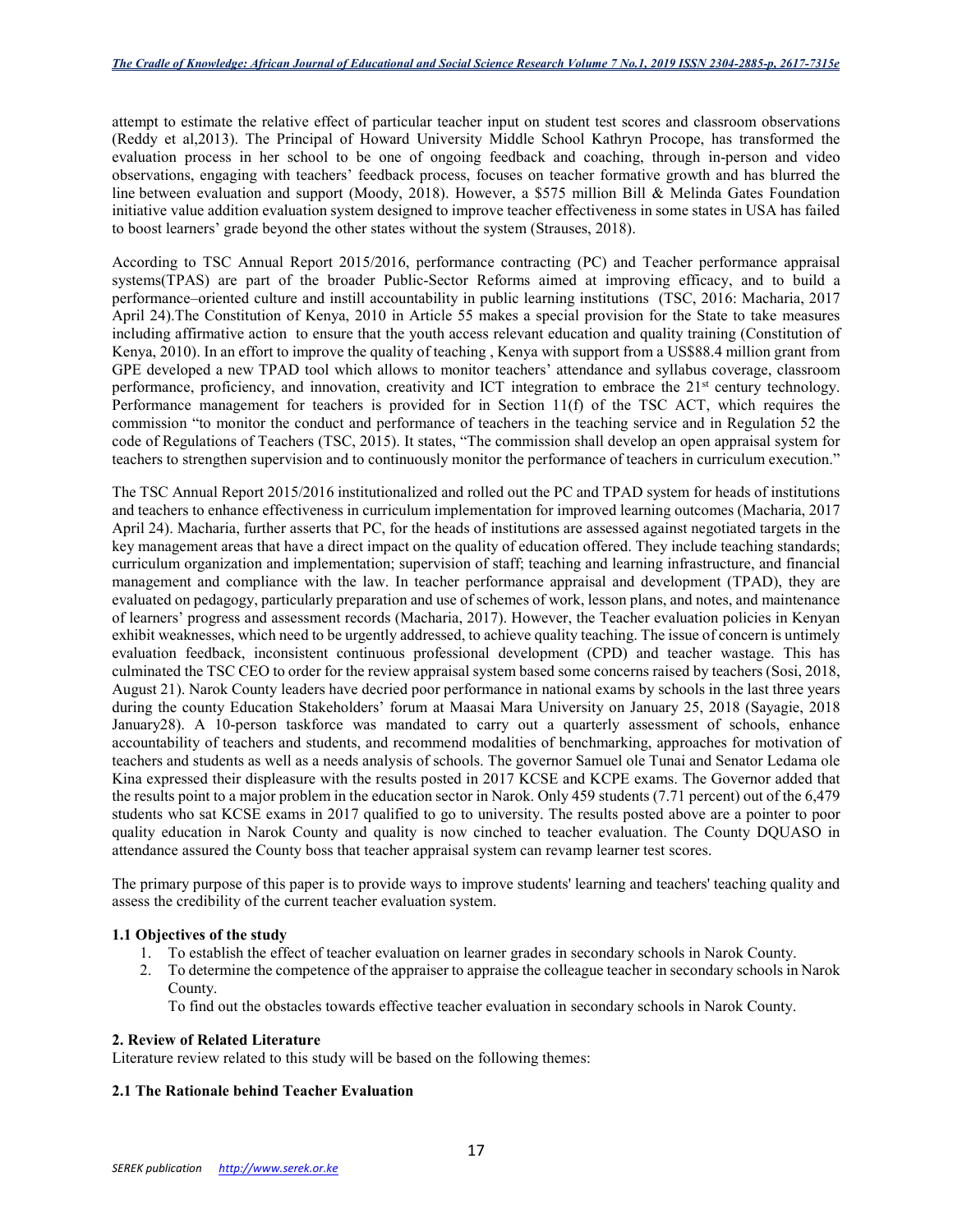attempt to estimate the relative effect of particular teacher input on student test scores and classroom observations (Reddy et al,2013). The Principal of Howard University Middle School Kathryn Procope, has transformed the evaluation process in her school to be one of ongoing feedback and coaching, through in-person and video observations, engaging with teachers' feedback process, focuses on teacher formative growth and has blurred the line between evaluation and support (Moody, 2018). However, a \$575 million Bill & Melinda Gates Foundation initiative value addition evaluation system designed to improve teacher effectiveness in some states in USA has failed to boost learners' grade beyond the other states without the system (Strauses, 2018).

According to TSC Annual Report 2015/2016, performance contracting (PC) and Teacher performance appraisal systems(TPAS) are part of the broader Public-Sector Reforms aimed at improving efficacy, and to build a performance–oriented culture and instill accountability in public learning institutions (TSC, 2016: Macharia, 2017 April 24).The Constitution of Kenya, 2010 in Article 55 makes a special provision for the State to take measures including affirmative action to ensure that the youth access relevant education and quality training (Constitution of Kenya, 2010). In an effort to improve the quality of teaching , Kenya with support from a US\$88.4 million grant from GPE developed a new TPAD tool which allows to monitor teachers' attendance and syllabus coverage, classroom performance, proficiency, and innovation, creativity and ICT integration to embrace the 21st century technology. Performance management for teachers is provided for in Section 11(f) of the TSC ACT, which requires the commission "to monitor the conduct and performance of teachers in the teaching service and in Regulation 52 the code of Regulations of Teachers (TSC, 2015). It states, "The commission shall develop an open appraisal system for teachers to strengthen supervision and to continuously monitor the performance of teachers in curriculum execution."

The TSC Annual Report 2015/2016 institutionalized and rolled out the PC and TPAD system for heads of institutions and teachers to enhance effectiveness in curriculum implementation for improved learning outcomes (Macharia, 2017 April 24). Macharia, further asserts that PC, for the heads of institutions are assessed against negotiated targets in the key management areas that have a direct impact on the quality of education offered. They include teaching standards; curriculum organization and implementation; supervision of staff; teaching and learning infrastructure, and financial management and compliance with the law. In teacher performance appraisal and development (TPAD), they are evaluated on pedagogy, particularly preparation and use of schemes of work, lesson plans, and notes, and maintenance of learners' progress and assessment records (Macharia, 2017). However, the Teacher evaluation policies in Kenyan exhibit weaknesses, which need to be urgently addressed, to achieve quality teaching. The issue of concern is untimely evaluation feedback, inconsistent continuous professional development (CPD) and teacher wastage. This has culminated the TSC CEO to order for the review appraisal system based some concerns raised by teachers (Sosi, 2018, August 21). Narok County leaders have decried poor performance in national exams by schools in the last three years during the county Education Stakeholders' forum at Maasai Mara University on January 25, 2018 (Sayagie, 2018 January28). A 10-person taskforce was mandated to carry out a quarterly assessment of schools, enhance accountability of teachers and students, and recommend modalities of benchmarking, approaches for motivation of teachers and students as well as a needs analysis of schools. The governor Samuel ole Tunai and Senator Ledama ole Kina expressed their displeasure with the results posted in 2017 KCSE and KCPE exams. The Governor added that the results point to a major problem in the education sector in Narok. Only 459 students (7.71 percent) out of the 6,479 students who sat KCSE exams in 2017 qualified to go to university. The results posted above are a pointer to poor quality education in Narok County and quality is now cinched to teacher evaluation. The County DQUASO in attendance assured the County boss that teacher appraisal system can revamp learner test scores.

The primary purpose of this paper is to provide ways to improve students' learning and teachers' teaching quality and assess the credibility of the current teacher evaluation system.

### 1.1 Objectives of the study

1. To establish the effect of teacher evaluation on learner grades in secondary schools in Narok County.
2. To determine the competence of the appraiser to appraise the colleague teacher in secondary schools in Narok County.

   To find out the obstacles towards effective teacher evaluation in secondary schools in Narok County.

## 2. Review of Related Literature

Literature review related to this study will be based on the following themes:

### 2.1 The Rationale behind Teacher Evaluation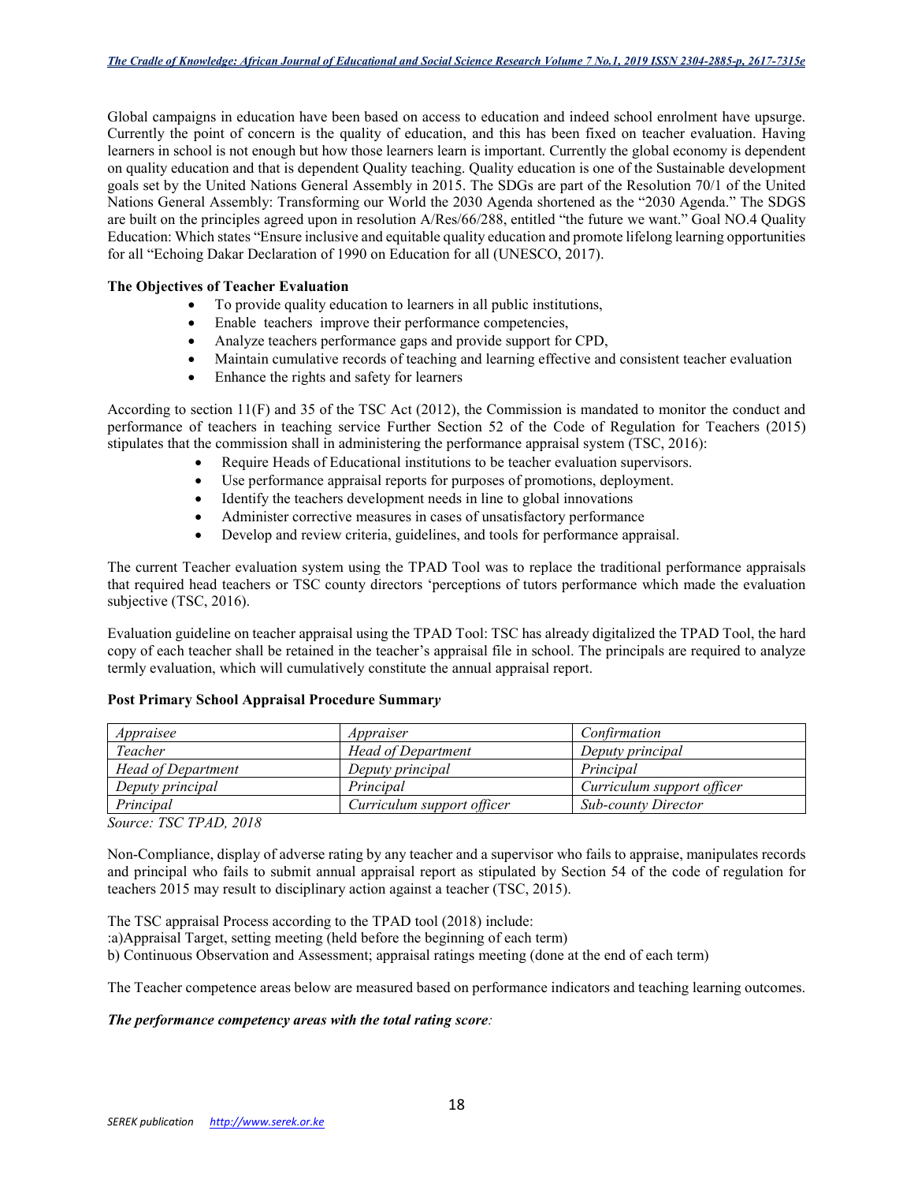Global campaigns in education have been based on access to education and indeed school enrolment have upsurge. Currently the point of concern is the quality of education, and this has been fixed on teacher evaluation. Having learners in school is not enough but how those learners learn is important. Currently the global economy is dependent on quality education and that is dependent Quality teaching. Quality education is one of the Sustainable development goals set by the United Nations General Assembly in 2015. The SDGs are part of the Resolution 70/1 of the United Nations General Assembly: Transforming our World the 2030 Agenda shortened as the "2030 Agenda." The SDGS are built on the principles agreed upon in resolution A/Res/66/288, entitled "the future we want." Goal NO.4 Quality Education: Which states "Ensure inclusive and equitable quality education and promote lifelong learning opportunities for all "Echoing Dakar Declaration of 1990 on Education for all (UNESCO, 2017).

**The Objectives of Teacher Evaluation**

- To provide quality education to learners in all public institutions,
- Enable teachers improve their performance competencies,
- Analyze teachers performance gaps and provide support for CPD,
- Maintain cumulative records of teaching and learning effective and consistent teacher evaluation
- Enhance the rights and safety for learners

According to section 11(F) and 35 of the TSC Act (2012), the Commission is mandated to monitor the conduct and performance of teachers in teaching service Further Section 52 of the Code of Regulation for Teachers (2015) stipulates that the commission shall in administering the performance appraisal system (TSC, 2016):

- Require Heads of Educational institutions to be teacher evaluation supervisors.
- Use performance appraisal reports for purposes of promotions, deployment.
- Identify the teachers development needs in line to global innovations
- Administer corrective measures in cases of unsatisfactory performance
- Develop and review criteria, guidelines, and tools for performance appraisal.

The current Teacher evaluation system using the TPAD Tool was to replace the traditional performance appraisals that required head teachers or TSC county directors 'perceptions of tutors performance which made the evaluation subjective (TSC, 2016).

Evaluation guideline on teacher appraisal using the TPAD Tool: TSC has already digitalized the TPAD Tool, the hard copy of each teacher shall be retained in the teacher's appraisal file in school. The principals are required to analyze termly evaluation, which will cumulatively constitute the annual appraisal report.

**Post Primary School Appraisal Procedure Summar*y***

| *Appraisee* | *Appraiser* | *Confirmation* |
|---|---|---|
| *Teacher* | *Head of Department* | *Deputy principal* |
| *Head of Department* | *Deputy principal* | *Principal* |
| *Deputy principal* | *Principal* | *Curriculum support officer* |
| *Principal* | *Curriculum support officer* | *Sub-county Director* |

*Source: TSC TPAD, 2018*

Non-Compliance, display of adverse rating by any teacher and a supervisor who fails to appraise, manipulates records and principal who fails to submit annual appraisal report as stipulated by Section 54 of the code of regulation for teachers 2015 may result to disciplinary action against a teacher (TSC, 2015).

The TSC appraisal Process according to the TPAD tool (2018) include:
:a)Appraisal Target, setting meeting (held before the beginning of each term)
b) Continuous Observation and Assessment; appraisal ratings meeting (done at the end of each term)

The Teacher competence areas below are measured based on performance indicators and teaching learning outcomes.

***The performance competency areas with the total rating score:***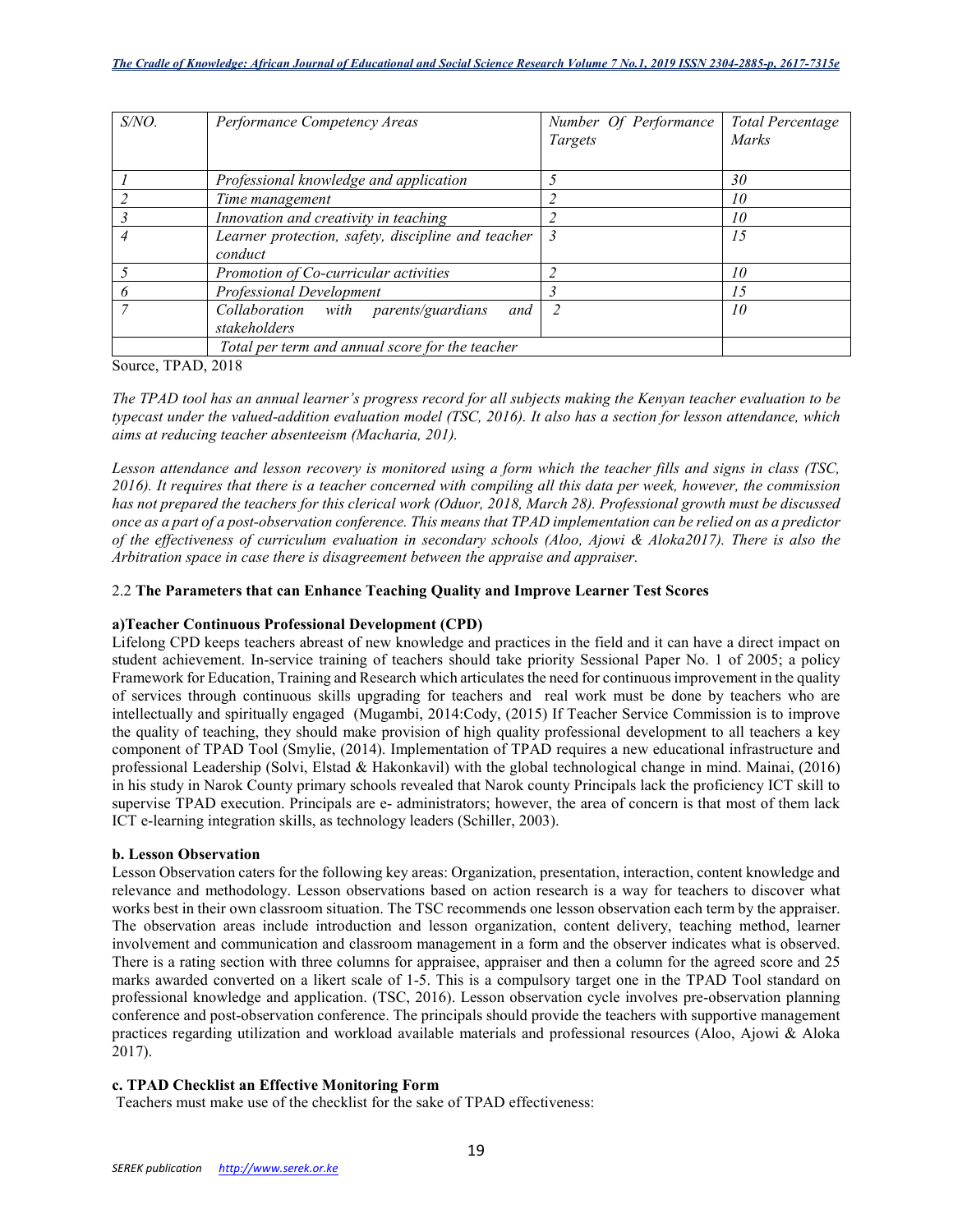| *S/NO.* | *Performance Competency Areas* | *Number Of Performance Targets* | *Total Percentage Marks* |
|---|---|---|---|
| *1* | *Professional knowledge and application* | *5* | *30* |
| *2* | *Time management* | *2* | *10* |
| *3* | *Innovation and creativity in teaching* | *2* | *10* |
| *4* | *Learner protection, safety, discipline and teacher conduct* | *3* | *15* |
| *5* | *Promotion of Co-curricular activities* | *2* | *10* |
| *6* | *Professional Development* | *3* | *15* |
| *7* | *Collaboration with parents/guardians and stakeholders* | *2* | *10* |
| | *Total per term and annual score for the teacher* | | |

Source, TPAD, 2018

*The TPAD tool has an annual learner's progress record for all subjects making the Kenyan teacher evaluation to be typecast under the valued-addition evaluation model (TSC, 2016). It also has a section for lesson attendance, which aims at reducing teacher absenteeism (Macharia, 201).*

*Lesson attendance and lesson recovery is monitored using a form which the teacher fills and signs in class (TSC, 2016). It requires that there is a teacher concerned with compiling all this data per week, however, the commission has not prepared the teachers for this clerical work (Oduor, 2018, March 28). Professional growth must be discussed once as a part of a post-observation conference. This means that TPAD implementation can be relied on as a predictor of the effectiveness of curriculum evaluation in secondary schools (Aloo, Ajowi & Aloka2017). There is also the Arbitration space in case there is disagreement between the appraise and appraiser.*

## 2.2 The Parameters that can Enhance Teaching Quality and Improve Learner Test Scores

**a)Teacher Continuous Professional Development (CPD)**

Lifelong CPD keeps teachers abreast of new knowledge and practices in the field and it can have a direct impact on student achievement. In-service training of teachers should take priority Sessional Paper No. 1 of 2005; a policy Framework for Education, Training and Research which articulates the need for continuous improvement in the quality of services through continuous skills upgrading for teachers and real work must be done by teachers who are intellectually and spiritually engaged (Mugambi, 2014:Cody, (2015) If Teacher Service Commission is to improve the quality of teaching, they should make provision of high quality professional development to all teachers a key component of TPAD Tool (Smylie, (2014). Implementation of TPAD requires a new educational infrastructure and professional Leadership (Solvi, Elstad & Hakonkavil) with the global technological change in mind. Mainai, (2016) in his study in Narok County primary schools revealed that Narok county Principals lack the proficiency ICT skill to supervise TPAD execution. Principals are e- administrators; however, the area of concern is that most of them lack ICT e-learning integration skills, as technology leaders (Schiller, 2003).

**b. Lesson Observation**

Lesson Observation caters for the following key areas: Organization, presentation, interaction, content knowledge and relevance and methodology. Lesson observations based on action research is a way for teachers to discover what works best in their own classroom situation. The TSC recommends one lesson observation each term by the appraiser. The observation areas include introduction and lesson organization, content delivery, teaching method, learner involvement and communication and classroom management in a form and the observer indicates what is observed. There is a rating section with three columns for appraisee, appraiser and then a column for the agreed score and 25 marks awarded converted on a likert scale of 1-5. This is a compulsory target one in the TPAD Tool standard on professional knowledge and application. (TSC, 2016). Lesson observation cycle involves pre-observation planning conference and post-observation conference. The principals should provide the teachers with supportive management practices regarding utilization and workload available materials and professional resources (Aloo, Ajowi & Aloka 2017).

**c. TPAD Checklist an Effective Monitoring Form**

Teachers must make use of the checklist for the sake of TPAD effectiveness: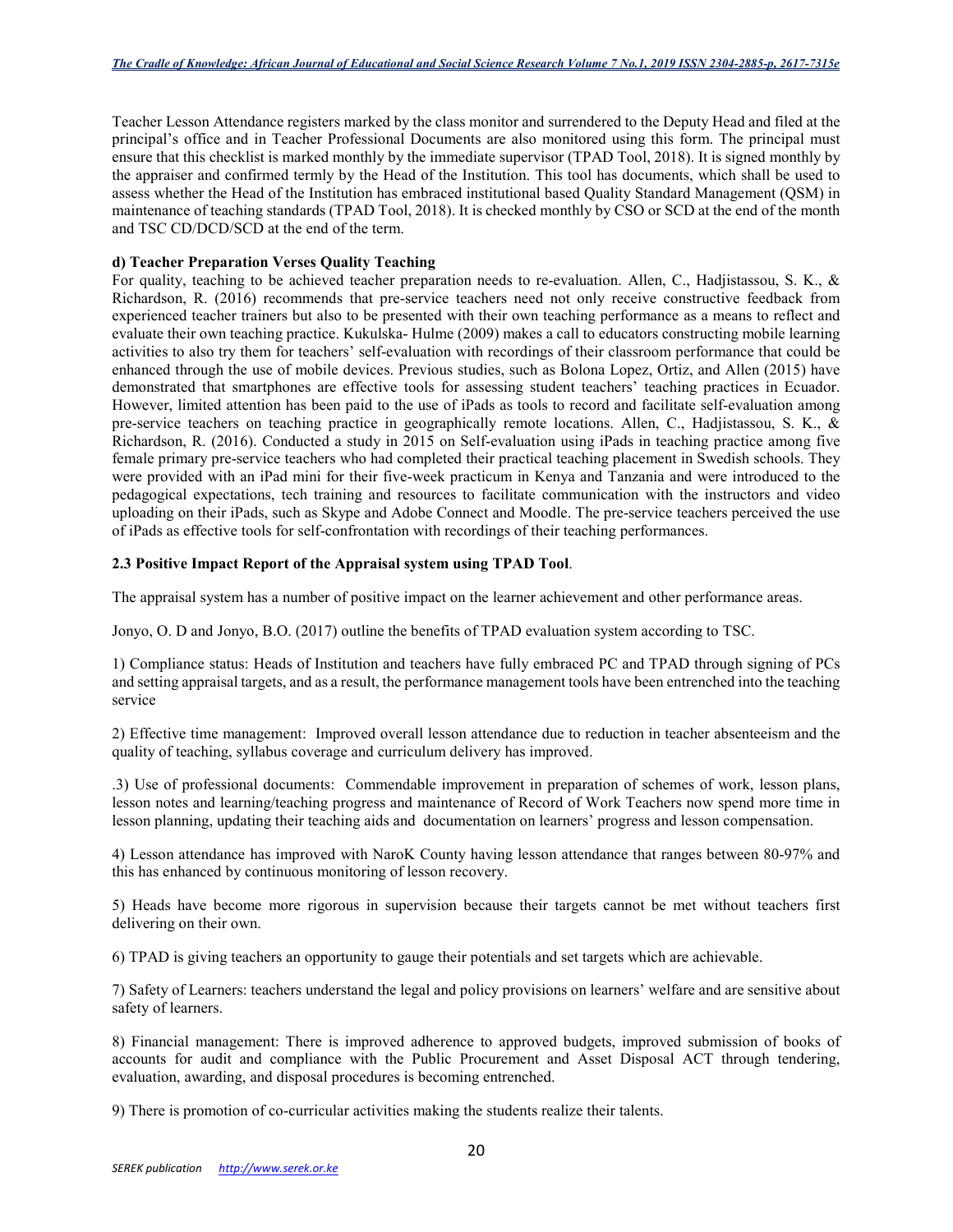Teacher Lesson Attendance registers marked by the class monitor and surrendered to the Deputy Head and filed at the principal's office and in Teacher Professional Documents are also monitored using this form. The principal must ensure that this checklist is marked monthly by the immediate supervisor (TPAD Tool, 2018). It is signed monthly by the appraiser and confirmed termly by the Head of the Institution. This tool has documents, which shall be used to assess whether the Head of the Institution has embraced institutional based Quality Standard Management (QSM) in maintenance of teaching standards (TPAD Tool, 2018). It is checked monthly by CSO or SCD at the end of the month and TSC CD/DCD/SCD at the end of the term.

**d) Teacher Preparation Verses Quality Teaching**

For quality, teaching to be achieved teacher preparation needs to re-evaluation. Allen, C., Hadjistassou, S. K., & Richardson, R. (2016) recommends that pre-service teachers need not only receive constructive feedback from experienced teacher trainers but also to be presented with their own teaching performance as a means to reflect and evaluate their own teaching practice. Kukulska- Hulme (2009) makes a call to educators constructing mobile learning activities to also try them for teachers' self-evaluation with recordings of their classroom performance that could be enhanced through the use of mobile devices. Previous studies, such as Bolona Lopez, Ortiz, and Allen (2015) have demonstrated that smartphones are effective tools for assessing student teachers' teaching practices in Ecuador. However, limited attention has been paid to the use of iPads as tools to record and facilitate self-evaluation among pre-service teachers on teaching practice in geographically remote locations. Allen, C., Hadjistassou, S. K., & Richardson, R. (2016). Conducted a study in 2015 on Self-evaluation using iPads in teaching practice among five female primary pre-service teachers who had completed their practical teaching placement in Swedish schools. They were provided with an iPad mini for their five-week practicum in Kenya and Tanzania and were introduced to the pedagogical expectations, tech training and resources to facilitate communication with the instructors and video uploading on their iPads, such as Skype and Adobe Connect and Moodle. The pre-service teachers perceived the use of iPads as effective tools for self-confrontation with recordings of their teaching performances.

### 2.3 Positive Impact Report of the Appraisal system using TPAD Tool.

The appraisal system has a number of positive impact on the learner achievement and other performance areas.

Jonyo, O. D and Jonyo, B.O. (2017) outline the benefits of TPAD evaluation system according to TSC.

1) Compliance status: Heads of Institution and teachers have fully embraced PC and TPAD through signing of PCs and setting appraisal targets, and as a result, the performance management tools have been entrenched into the teaching service

2) Effective time management: Improved overall lesson attendance due to reduction in teacher absenteeism and the quality of teaching, syllabus coverage and curriculum delivery has improved.

.3) Use of professional documents: Commendable improvement in preparation of schemes of work, lesson plans, lesson notes and learning/teaching progress and maintenance of Record of Work Teachers now spend more time in lesson planning, updating their teaching aids and documentation on learners' progress and lesson compensation.

4) Lesson attendance has improved with NaroK County having lesson attendance that ranges between 80-97% and this has enhanced by continuous monitoring of lesson recovery.

5) Heads have become more rigorous in supervision because their targets cannot be met without teachers first delivering on their own.

6) TPAD is giving teachers an opportunity to gauge their potentials and set targets which are achievable.

7) Safety of Learners: teachers understand the legal and policy provisions on learners' welfare and are sensitive about safety of learners.

8) Financial management: There is improved adherence to approved budgets, improved submission of books of accounts for audit and compliance with the Public Procurement and Asset Disposal ACT through tendering, evaluation, awarding, and disposal procedures is becoming entrenched.

9) There is promotion of co-curricular activities making the students realize their talents.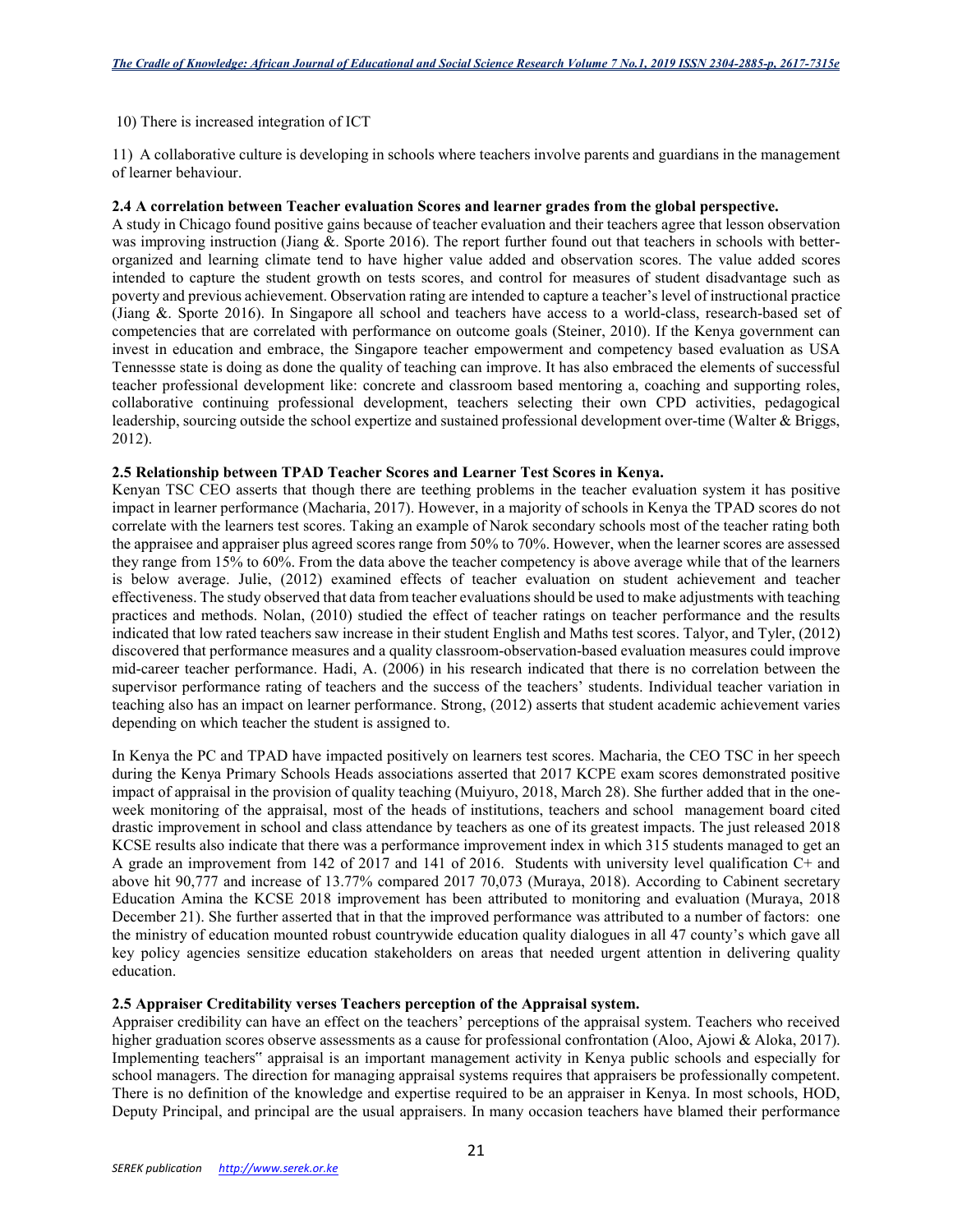10) There is increased integration of ICT

11) A collaborative culture is developing in schools where teachers involve parents and guardians in the management of learner behaviour.

### 2.4 A correlation between Teacher evaluation Scores and learner grades from the global perspective.

A study in Chicago found positive gains because of teacher evaluation and their teachers agree that lesson observation was improving instruction (Jiang &. Sporte 2016). The report further found out that teachers in schools with better-organized and learning climate tend to have higher value added and observation scores. The value added scores intended to capture the student growth on tests scores, and control for measures of student disadvantage such as poverty and previous achievement. Observation rating are intended to capture a teacher's level of instructional practice (Jiang &. Sporte 2016). In Singapore all school and teachers have access to a world-class, research-based set of competencies that are correlated with performance on outcome goals (Steiner, 2010). If the Kenya government can invest in education and embrace, the Singapore teacher empowerment and competency based evaluation as USA Tennessse state is doing as done the quality of teaching can improve. It has also embraced the elements of successful teacher professional development like: concrete and classroom based mentoring a, coaching and supporting roles, collaborative continuing professional development, teachers selecting their own CPD activities, pedagogical leadership, sourcing outside the school expertize and sustained professional development over-time (Walter & Briggs, 2012).

### 2.5 Relationship between TPAD Teacher Scores and Learner Test Scores in Kenya.

Kenyan TSC CEO asserts that though there are teething problems in the teacher evaluation system it has positive impact in learner performance (Macharia, 2017). However, in a majority of schools in Kenya the TPAD scores do not correlate with the learners test scores. Taking an example of Narok secondary schools most of the teacher rating both the appraisee and appraiser plus agreed scores range from 50% to 70%. However, when the learner scores are assessed they range from 15% to 60%. From the data above the teacher competency is above average while that of the learners is below average. Julie, (2012) examined effects of teacher evaluation on student achievement and teacher effectiveness. The study observed that data from teacher evaluations should be used to make adjustments with teaching practices and methods. Nolan, (2010) studied the effect of teacher ratings on teacher performance and the results indicated that low rated teachers saw increase in their student English and Maths test scores. Talyor, and Tyler, (2012) discovered that performance measures and a quality classroom-observation-based evaluation measures could improve mid-career teacher performance. Hadi, A. (2006) in his research indicated that there is no correlation between the supervisor performance rating of teachers and the success of the teachers' students. Individual teacher variation in teaching also has an impact on learner performance. Strong, (2012) asserts that student academic achievement varies depending on which teacher the student is assigned to.

In Kenya the PC and TPAD have impacted positively on learners test scores. Macharia, the CEO TSC in her speech during the Kenya Primary Schools Heads associations asserted that 2017 KCPE exam scores demonstrated positive impact of appraisal in the provision of quality teaching (Muiyuro, 2018, March 28). She further added that in the one-week monitoring of the appraisal, most of the heads of institutions, teachers and school management board cited drastic improvement in school and class attendance by teachers as one of its greatest impacts. The just released 2018 KCSE results also indicate that there was a performance improvement index in which 315 students managed to get an A grade an improvement from 142 of 2017 and 141 of 2016. Students with university level qualification C+ and above hit 90,777 and increase of 13.77% compared 2017 70,073 (Muraya, 2018). According to Cabinet secretary Education Amina the KCSE 2018 improvement has been attributed to monitoring and evaluation (Muraya, 2018 December 21). She further asserted that in that the improved performance was attributed to a number of factors: one the ministry of education mounted robust countrywide education quality dialogues in all 47 county's which gave all key policy agencies sensitize education stakeholders on areas that needed urgent attention in delivering quality education.

### 2.5 Appraiser Creditability verses Teachers perception of the Appraisal system.

Appraiser credibility can have an effect on the teachers' perceptions of the appraisal system. Teachers who received higher graduation scores observe assessments as a cause for professional confrontation (Aloo, Ajowi & Aloka, 2017). Implementing teachers" appraisal is an important management activity in Kenya public schools and especially for school managers. The direction for managing appraisal systems requires that appraisers be professionally competent. There is no definition of the knowledge and expertise required to be an appraiser in Kenya. In most schools, HOD, Deputy Principal, and principal are the usual appraisers. In many occasion teachers have blamed their performance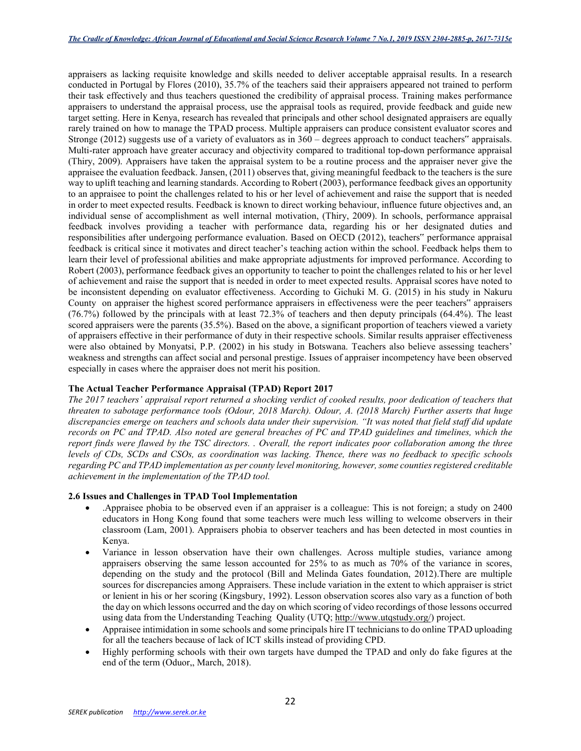appraisers as lacking requisite knowledge and skills needed to deliver acceptable appraisal results. In a research conducted in Portugal by Flores (2010), 35.7% of the teachers said their appraisers appeared not trained to perform their task effectively and thus teachers questioned the credibility of appraisal process. Training makes performance appraisers to understand the appraisal process, use the appraisal tools as required, provide feedback and guide new target setting. Here in Kenya, research has revealed that principals and other school designated appraisers are equally rarely trained on how to manage the TPAD process. Multiple appraisers can produce consistent evaluator scores and Stronge (2012) suggests use of a variety of evaluators as in 360 – degrees approach to conduct teachers‟ appraisals. Multi-rater approach have greater accuracy and objectivity compared to traditional top-down performance appraisal (Thiry, 2009). Appraisers have taken the appraisal system to be a routine process and the appraiser never give the appraisee the evaluation feedback. Jansen, (2011) observes that, giving meaningful feedback to the teachers is the sure way to uplift teaching and learning standards. According to Robert (2003), performance feedback gives an opportunity to an appraisee to point the challenges related to his or her level of achievement and raise the support that is needed in order to meet expected results. Feedback is known to direct working behaviour, influence future objectives and, an individual sense of accomplishment as well internal motivation, (Thiry, 2009). In schools, performance appraisal feedback involves providing a teacher with performance data, regarding his or her designated duties and responsibilities after undergoing performance evaluation. Based on OECD (2012), teachers‟ performance appraisal feedback is critical since it motivates and direct teacher's teaching action within the school. Feedback helps them to learn their level of professional abilities and make appropriate adjustments for improved performance. According to Robert (2003), performance feedback gives an opportunity to teacher to point the challenges related to his or her level of achievement and raise the support that is needed in order to meet expected results. Appraisal scores have noted to be inconsistent depending on evaluator effectiveness. According to Gichuki M. G. (2015) in his study in Nakuru County on appraiser the highest scored performance appraisers in effectiveness were the peer teachers‟ appraisers (76.7%) followed by the principals with at least 72.3% of teachers and then deputy principals (64.4%). The least scored appraisers were the parents (35.5%). Based on the above, a significant proportion of teachers viewed a variety of appraisers effective in their performance of duty in their respective schools. Similar results appraiser effectiveness were also obtained by Monyatsi, P.P. (2002) in his study in Botswana. Teachers also believe assessing teachers' weakness and strengths can affect social and personal prestige. Issues of appraiser incompetency have been observed especially in cases where the appraiser does not merit his position.

**The Actual Teacher Performance Appraisal (TPAD) Report 2017**

*The 2017 teachers' appraisal report returned a shocking verdict of cooked results, poor dedication of teachers that threaten to sabotage performance tools (Odour, 2018 March). Odour, A. (2018 March) Further asserts that huge discrepancies emerge on teachers and schools data under their supervision. "It was noted that field staff did update records on PC and TPAD. Also noted are general breaches of PC and TPAD guidelines and timelines, which the report finds were flawed by the TSC directors. . Overall, the report indicates poor collaboration among the three levels of CDs, SCDs and CSOs, as coordination was lacking. Thence, there was no feedback to specific schools regarding PC and TPAD implementation as per county level monitoring, however, some counties registered creditable achievement in the implementation of the TPAD tool.*

**2.6 Issues and Challenges in TPAD Tool Implementation**

- .Appraisee phobia to be observed even if an appraiser is a colleague: This is not foreign; a study on 2400 educators in Hong Kong found that some teachers were much less willing to welcome observers in their classroom (Lam, 2001). Appraisers phobia to observer teachers and has been detected in most counties in Kenya.
- Variance in lesson observation have their own challenges. Across multiple studies, variance among appraisers observing the same lesson accounted for 25% to as much as 70% of the variance in scores, depending on the study and the protocol (Bill and Melinda Gates foundation, 2012).There are multiple sources for discrepancies among Appraisers. These include variation in the extent to which appraiser is strict or lenient in his or her scoring (Kingsbury, 1992). Lesson observation scores also vary as a function of both the day on which lessons occurred and the day on which scoring of video recordings of those lessons occurred using data from the Understanding Teaching Quality (UTQ; http://www.utqstudy.org/) project.
- Appraisee intimidation in some schools and some principals hire IT technicians to do online TPAD uploading for all the teachers because of lack of ICT skills instead of providing CPD.
- Highly performing schools with their own targets have dumped the TPAD and only do fake figures at the end of the term (Oduor,, March, 2018).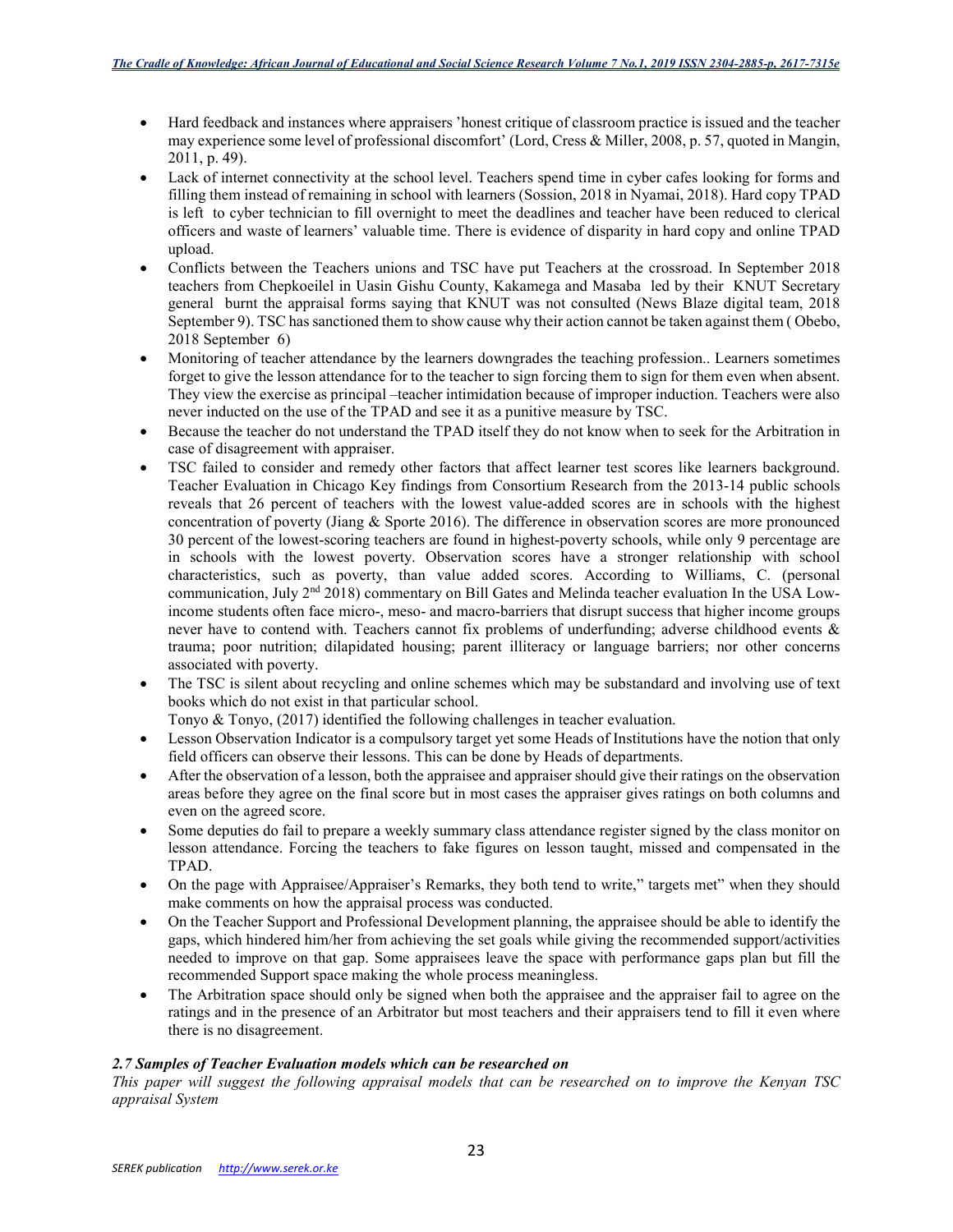- Hard feedback and instances where appraisers 'honest critique of classroom practice is issued and the teacher may experience some level of professional discomfort' (Lord, Cress & Miller, 2008, p. 57, quoted in Mangin, 2011, p. 49).
- Lack of internet connectivity at the school level. Teachers spend time in cyber cafes looking for forms and filling them instead of remaining in school with learners (Sossion, 2018 in Nyamai, 2018). Hard copy TPAD is left to cyber technician to fill overnight to meet the deadlines and teacher have been reduced to clerical officers and waste of learners' valuable time. There is evidence of disparity in hard copy and online TPAD upload.
- Conflicts between the Teachers unions and TSC have put Teachers at the crossroad. In September 2018 teachers from Chepkoeilel in Uasin Gishu County, Kakamega and Masaba led by their KNUT Secretary general burnt the appraisal forms saying that KNUT was not consulted (News Blaze digital team, 2018 September 9). TSC has sanctioned them to show cause why their action cannot be taken against them ( Obebo, 2018 September 6)
- Monitoring of teacher attendance by the learners downgrades the teaching profession.. Learners sometimes forget to give the lesson attendance for to the teacher to sign forcing them to sign for them even when absent. They view the exercise as principal –teacher intimidation because of improper induction. Teachers were also never inducted on the use of the TPAD and see it as a punitive measure by TSC.
- Because the teacher do not understand the TPAD itself they do not know when to seek for the Arbitration in case of disagreement with appraiser.
- TSC failed to consider and remedy other factors that affect learner test scores like learners background. Teacher Evaluation in Chicago Key findings from Consortium Research from the 2013-14 public schools reveals that 26 percent of teachers with the lowest value-added scores are in schools with the highest concentration of poverty (Jiang & Sporte 2016). The difference in observation scores are more pronounced 30 percent of the lowest-scoring teachers are found in highest-poverty schools, while only 9 percentage are in schools with the lowest poverty. Observation scores have a stronger relationship with school characteristics, such as poverty, than value added scores. According to Williams, C. (personal communication, July 2nd 2018) commentary on Bill Gates and Melinda teacher evaluation In the USA Low-income students often face micro-, meso- and macro-barriers that disrupt success that higher income groups never have to contend with. Teachers cannot fix problems of underfunding; adverse childhood events & trauma; poor nutrition; dilapidated housing; parent illiteracy or language barriers; nor other concerns associated with poverty.
- The TSC is silent about recycling and online schemes which may be substandard and involving use of text books which do not exist in that particular school.

  Tonyo & Tonyo, (2017) identified the following challenges in teacher evaluation.
- Lesson Observation Indicator is a compulsory target yet some Heads of Institutions have the notion that only field officers can observe their lessons. This can be done by Heads of departments.
- After the observation of a lesson, both the appraisee and appraiser should give their ratings on the observation areas before they agree on the final score but in most cases the appraiser gives ratings on both columns and even on the agreed score.
- Some deputies do fail to prepare a weekly summary class attendance register signed by the class monitor on lesson attendance. Forcing the teachers to fake figures on lesson taught, missed and compensated in the TPAD.
- On the page with Appraisee/Appraiser's Remarks, they both tend to write," targets met" when they should make comments on how the appraisal process was conducted.
- On the Teacher Support and Professional Development planning, the appraisee should be able to identify the gaps, which hindered him/her from achieving the set goals while giving the recommended support/activities needed to improve on that gap. Some appraisees leave the space with performance gaps plan but fill the recommended Support space making the whole process meaningless.
- The Arbitration space should only be signed when both the appraisee and the appraiser fail to agree on the ratings and in the presence of an Arbitrator but most teachers and their appraisers tend to fill it even where there is no disagreement.

### *2.7 Samples of Teacher Evaluation models which can be researched on*

*This paper will suggest the following appraisal models that can be researched on to improve the Kenyan TSC appraisal System*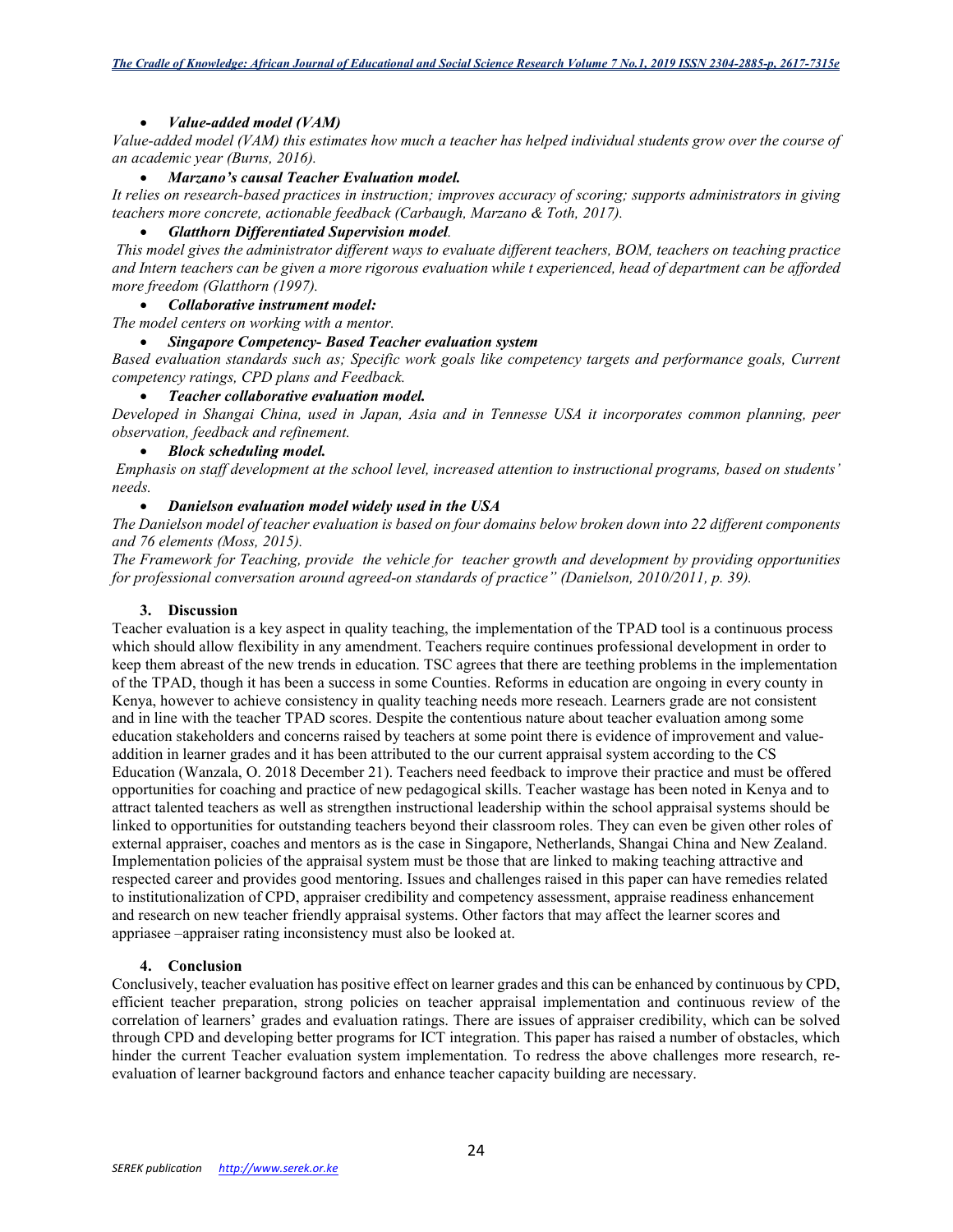- ***Value-added model (VAM)***

*Value-added model (VAM) this estimates how much a teacher has helped individual students grow over the course of an academic year (Burns, 2016).*

- ***Marzano's causal Teacher Evaluation model.***

*It relies on research-based practices in instruction; improves accuracy of scoring; supports administrators in giving teachers more concrete, actionable feedback (Carbaugh, Marzano & Toth, 2017).*

- ***Glatthorn Differentiated Supervision model.***

*This model gives the administrator different ways to evaluate different teachers, BOM, teachers on teaching practice and Intern teachers can be given a more rigorous evaluation while t experienced, head of department can be afforded more freedom (Glatthorn (1997).*

- ***Collaborative instrument model:***

*The model centers on working with a mentor.*

- ***Singapore Competency- Based Teacher evaluation system***

*Based evaluation standards such as; Specific work goals like competency targets and performance goals, Current competency ratings, CPD plans and Feedback.*

- ***Teacher collaborative evaluation model.***

*Developed in Shangai China, used in Japan, Asia and in Tennesse USA it incorporates common planning, peer observation, feedback and refinement.*

- ***Block scheduling model.***

*Emphasis on staff development at the school level, increased attention to instructional programs, based on students' needs.*

- ***Danielson evaluation model widely used in the USA***

*The Danielson model of teacher evaluation is based on four domains below broken down into 22 different components and 76 elements (Moss, 2015).*

*The Framework for Teaching, provide the vehicle for teacher growth and development by providing opportunities for professional conversation around agreed-on standards of practice" (Danielson, 2010/2011, p. 39).*

## 3. Discussion

Teacher evaluation is a key aspect in quality teaching, the implementation of the TPAD tool is a continuous process which should allow flexibility in any amendment. Teachers require continues professional development in order to keep them abreast of the new trends in education. TSC agrees that there are teething problems in the implementation of the TPAD, though it has been a success in some Counties. Reforms in education are ongoing in every county in Kenya, however to achieve consistency in quality teaching needs more reseach. Learners grade are not consistent and in line with the teacher TPAD scores. Despite the contentious nature about teacher evaluation among some education stakeholders and concerns raised by teachers at some point there is evidence of improvement and value-addition in learner grades and it has been attributed to the our current appraisal system according to the CS Education (Wanzala, O. 2018 December 21). Teachers need feedback to improve their practice and must be offered opportunities for coaching and practice of new pedagogical skills. Teacher wastage has been noted in Kenya and to attract talented teachers as well as strengthen instructional leadership within the school appraisal systems should be linked to opportunities for outstanding teachers beyond their classroom roles. They can even be given other roles of external appraiser, coaches and mentors as is the case in Singapore, Netherlands, Shangai China and New Zealand. Implementation policies of the appraisal system must be those that are linked to making teaching attractive and respected career and provides good mentoring. Issues and challenges raised in this paper can have remedies related to institutionalization of CPD, appraiser credibility and competency assessment, appraise readiness enhancement and research on new teacher friendly appraisal systems. Other factors that may affect the learner scores and appriasee –appraiser rating inconsistency must also be looked at.

## 4. Conclusion

Conclusively, teacher evaluation has positive effect on learner grades and this can be enhanced by continuous by CPD, efficient teacher preparation, strong policies on teacher appraisal implementation and continuous review of the correlation of learners' grades and evaluation ratings. There are issues of appraiser credibility, which can be solved through CPD and developing better programs for ICT integration. This paper has raised a number of obstacles, which hinder the current Teacher evaluation system implementation. To redress the above challenges more research, re-evaluation of learner background factors and enhance teacher capacity building are necessary.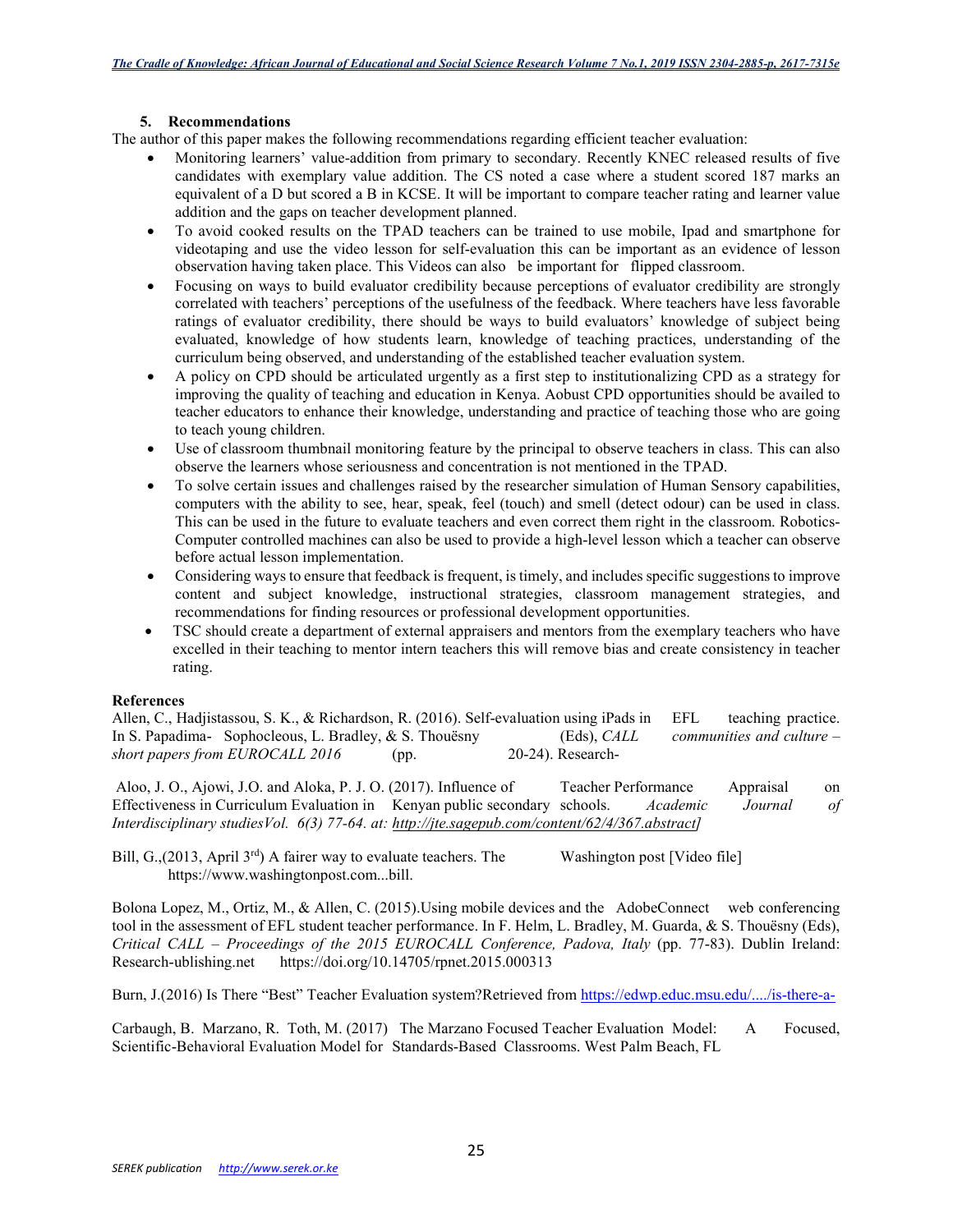### 5. Recommendations

The author of this paper makes the following recommendations regarding efficient teacher evaluation:

- Monitoring learners' value-addition from primary to secondary. Recently KNEC released results of five candidates with exemplary value addition. The CS noted a case where a student scored 187 marks an equivalent of a D but scored a B in KCSE. It will be important to compare teacher rating and learner value addition and the gaps on teacher development planned.
- To avoid cooked results on the TPAD teachers can be trained to use mobile, Ipad and smartphone for videotaping and use the video lesson for self-evaluation this can be important as an evidence of lesson observation having taken place. This Videos can also be important for flipped classroom.
- Focusing on ways to build evaluator credibility because perceptions of evaluator credibility are strongly correlated with teachers' perceptions of the usefulness of the feedback. Where teachers have less favorable ratings of evaluator credibility, there should be ways to build evaluators' knowledge of subject being evaluated, knowledge of how students learn, knowledge of teaching practices, understanding of the curriculum being observed, and understanding of the established teacher evaluation system.
- A policy on CPD should be articulated urgently as a first step to institutionalizing CPD as a strategy for improving the quality of teaching and education in Kenya. Aobust CPD opportunities should be availed to teacher educators to enhance their knowledge, understanding and practice of teaching those who are going to teach young children.
- Use of classroom thumbnail monitoring feature by the principal to observe teachers in class. This can also observe the learners whose seriousness and concentration is not mentioned in the TPAD.
- To solve certain issues and challenges raised by the researcher simulation of Human Sensory capabilities, computers with the ability to see, hear, speak, feel (touch) and smell (detect odour) can be used in class. This can be used in the future to evaluate teachers and even correct them right in the classroom. Robotics-Computer controlled machines can also be used to provide a high-level lesson which a teacher can observe before actual lesson implementation.
- Considering ways to ensure that feedback is frequent, is timely, and includes specific suggestions to improve content and subject knowledge, instructional strategies, classroom management strategies, and recommendations for finding resources or professional development opportunities.
- TSC should create a department of external appraisers and mentors from the exemplary teachers who have excelled in their teaching to mentor intern teachers this will remove bias and create consistency in teacher rating.

### References

Allen, C., Hadjistassou, S. K., & Richardson, R. (2016). Self-evaluation using iPads in EFL teaching practice. In S. Papadima- Sophocleous, L. Bradley, & S. Thouësny (Eds), *CALL communities and culture – short papers from EUROCALL 2016* (pp. 20-24). Research-

Aloo, J. O., Ajowi, J.O. and Aloka, P. J. O. (2017). Influence of Teacher Performance Appraisal on Effectiveness in Curriculum Evaluation in Kenyan public secondary schools. *Academic Journal of Interdisciplinary studiesVol. 6(3) 77-64. at: http://jte.sagepub.com/content/62/4/367.abstract]*

Bill, G.,(2013, April 3rd) A fairer way to evaluate teachers. The Washington post [Video file] https://www.washingtonpost.com...bill.

Bolona Lopez, M., Ortiz, M., & Allen, C. (2015).Using mobile devices and the AdobeConnect web conferencing tool in the assessment of EFL student teacher performance. In F. Helm, L. Bradley, M. Guarda, & S. Thouësny (Eds), *Critical CALL – Proceedings of the 2015 EUROCALL Conference, Padova, Italy* (pp. 77-83). Dublin Ireland: Research-ublishing.net https://doi.org/10.14705/rpnet.2015.000313

Burn, J.(2016) Is There "Best" Teacher Evaluation system?Retrieved from https://edwp.educ.msu.edu/..../is-there-a-

Carbaugh, B. Marzano, R. Toth, M. (2017) The Marzano Focused Teacher Evaluation Model: A Focused, Scientific-Behavioral Evaluation Model for Standards-Based Classrooms. West Palm Beach, FL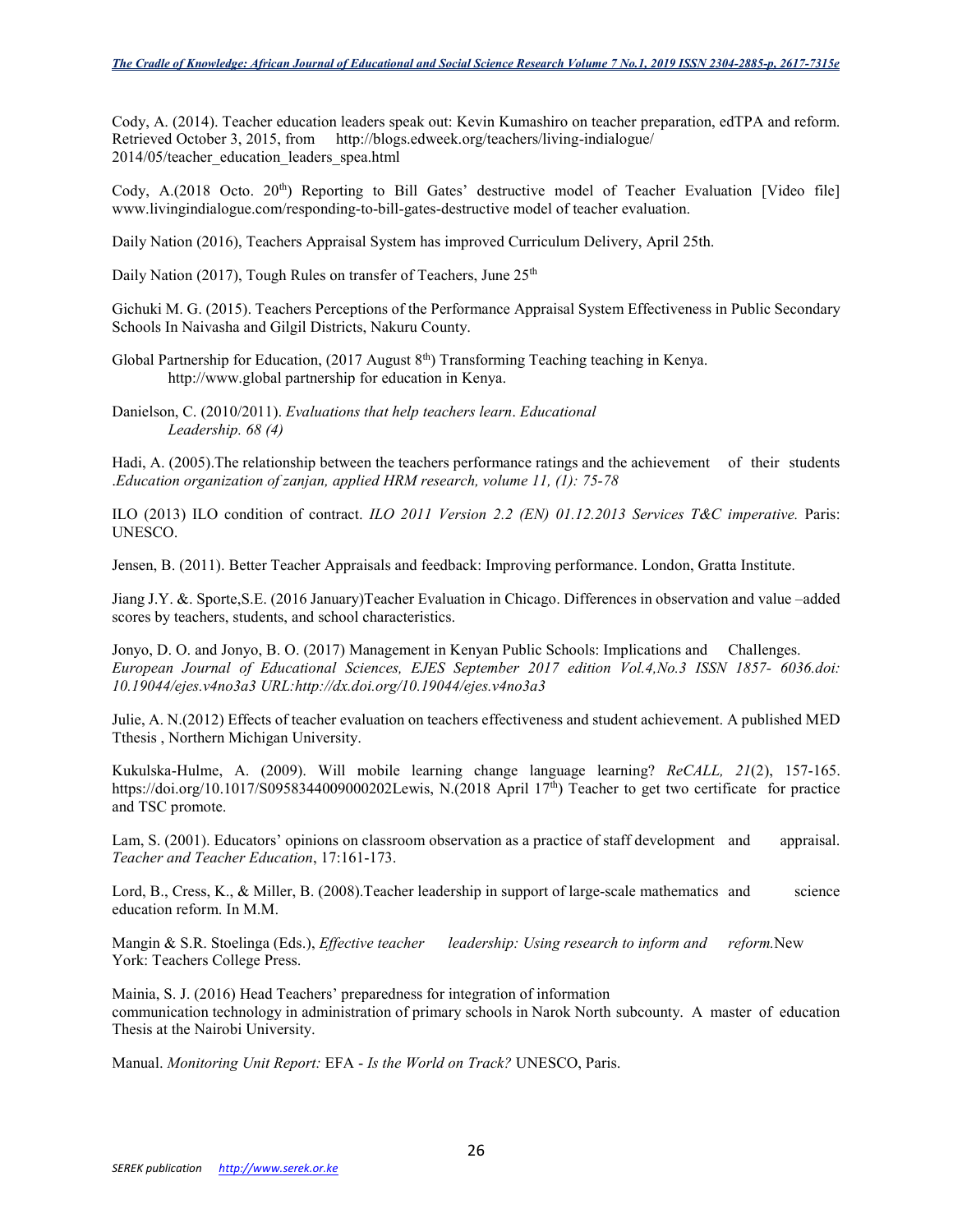Cody, A. (2014). Teacher education leaders speak out: Kevin Kumashiro on teacher preparation, edTPA and reform. Retrieved October 3, 2015, from http://blogs.edweek.org/teachers/living-indialogue/ 2014/05/teacher_education_leaders_spea.html

Cody, A.(2018 Octo. 20th) Reporting to Bill Gates' destructive model of Teacher Evaluation [Video file] www.livingindialogue.com/responding-to-bill-gates-destructive model of teacher evaluation.

Daily Nation (2016), Teachers Appraisal System has improved Curriculum Delivery, April 25th.

Daily Nation (2017), Tough Rules on transfer of Teachers, June 25th

Gichuki M. G. (2015). Teachers Perceptions of the Performance Appraisal System Effectiveness in Public Secondary Schools In Naivasha and Gilgil Districts, Nakuru County.

Global Partnership for Education, (2017 August 8th) Transforming Teaching teaching in Kenya. http://www.global partnership for education in Kenya.

Danielson, C. (2010/2011). *Evaluations that help teachers learn*. *Educational Leadership. 68 (4)*

Hadi, A. (2005).The relationship between the teachers performance ratings and the achievement of their students *.Education organization of zanjan, applied HRM research, volume 11, (1): 75-78*

ILO (2013) ILO condition of contract. *ILO 2011 Version 2.2 (EN) 01.12.2013 Services T&C imperative.* Paris: UNESCO.

Jensen, B. (2011). Better Teacher Appraisals and feedback: Improving performance. London, Gratta Institute.

Jiang J.Y. &. Sporte,S.E. (2016 January)Teacher Evaluation in Chicago. Differences in observation and value –added scores by teachers, students, and school characteristics.

Jonyo, D. O. and Jonyo, B. O. (2017) Management in Kenyan Public Schools: Implications and Challenges. *European Journal of Educational Sciences, EJES September 2017 edition Vol.4,No.3 ISSN 1857- 6036.doi: 10.19044/ejes.v4no3a3 URL:http://dx.doi.org/10.19044/ejes.v4no3a3*

Julie, A. N.(2012) Effects of teacher evaluation on teachers effectiveness and student achievement. A published MED Tthesis , Northern Michigan University.

Kukulska-Hulme, A. (2009). Will mobile learning change language learning? *ReCALL, 21*(2), 157-165. https://doi.org/10.1017/S0958344009000202Lewis, N.(2018 April 17th) Teacher to get two certificate for practice and TSC promote.

Lam, S. (2001). Educators' opinions on classroom observation as a practice of staff development and appraisal. *Teacher and Teacher Education*, 17:161-173.

Lord, B., Cress, K., & Miller, B. (2008).Teacher leadership in support of large-scale mathematics and science education reform. In M.M.

Mangin & S.R. Stoelinga (Eds.), *Effective teacher leadership: Using research to inform and reform.*New York: Teachers College Press.

Mainia, S. J. (2016) Head Teachers' preparedness for integration of information communication technology in administration of primary schools in Narok North subcounty. A master of education Thesis at the Nairobi University.

Manual. *Monitoring Unit Report:* EFA - *Is the World on Track?* UNESCO, Paris.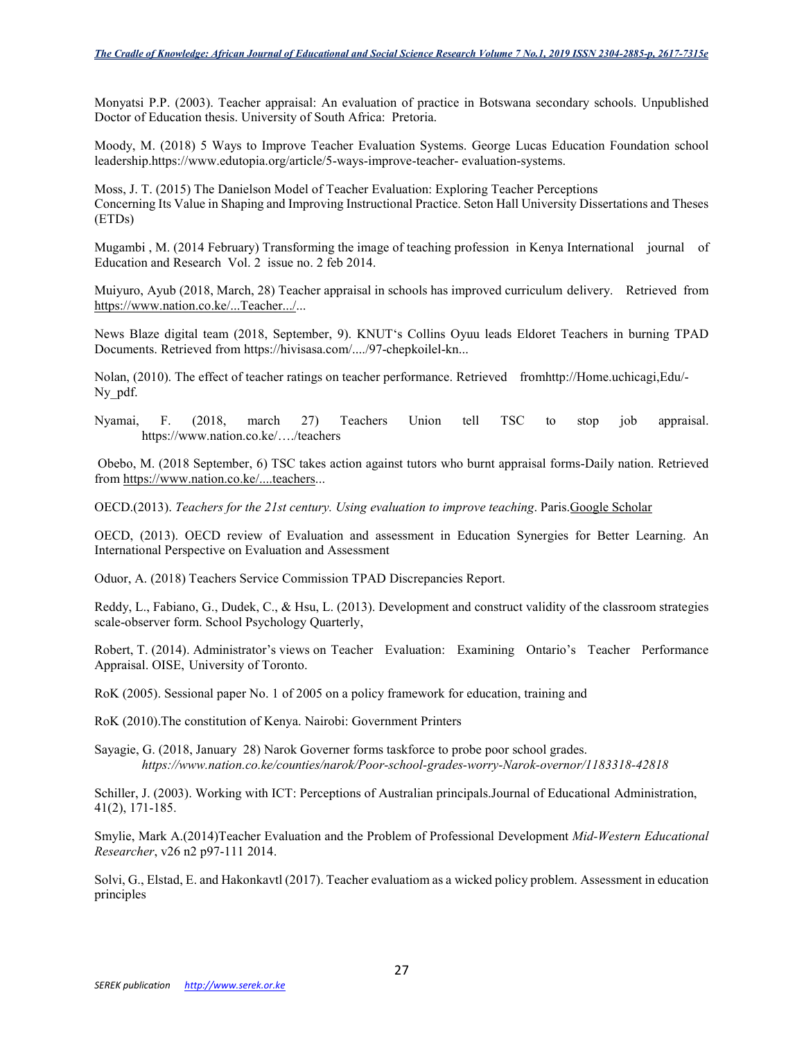Monyatsi P.P. (2003). Teacher appraisal: An evaluation of practice in Botswana secondary schools. Unpublished Doctor of Education thesis. University of South Africa: Pretoria.

Moody, M. (2018) 5 Ways to Improve Teacher Evaluation Systems. George Lucas Education Foundation school leadership.https://www.edutopia.org/article/5-ways-improve-teacher- evaluation-systems.

Moss, J. T. (2015) The Danielson Model of Teacher Evaluation: Exploring Teacher Perceptions Concerning Its Value in Shaping and Improving Instructional Practice. Seton Hall University Dissertations and Theses (ETDs)

Mugambi , M. (2014 February) Transforming the image of teaching profession in Kenya International journal of Education and Research Vol. 2 issue no. 2 feb 2014.

Muiyuro, Ayub (2018, March, 28) Teacher appraisal in schools has improved curriculum delivery. Retrieved from https://www.nation.co.ke/...Teacher.../...

News Blaze digital team (2018, September, 9). KNUT's Collins Oyuu leads Eldoret Teachers in burning TPAD Documents. Retrieved from https://hivisasa.com/..../97-chepkoilel-kn...

Nolan, (2010). The effect of teacher ratings on teacher performance. Retrieved fromhttp://Home.uchicagi,Edu/-Ny_pdf.

Nyamai, F. (2018, march 27) Teachers Union tell TSC to stop job appraisal. https://www.nation.co.ke/…./teachers

Obebo, M. (2018 September, 6) TSC takes action against tutors who burnt appraisal forms-Daily nation. Retrieved from https://www.nation.co.ke/....teachers...

OECD.(2013). *Teachers for the 21st century. Using evaluation to improve teaching*. Paris.Google Scholar

OECD, (2013). OECD review of Evaluation and assessment in Education Synergies for Better Learning. An International Perspective on Evaluation and Assessment

Oduor, A. (2018) Teachers Service Commission TPAD Discrepancies Report.

Reddy, L., Fabiano, G., Dudek, C., & Hsu, L. (2013). Development and construct validity of the classroom strategies scale-observer form. School Psychology Quarterly,

Robert, T. (2014). Administrator's views on Teacher Evaluation: Examining Ontario's Teacher Performance Appraisal. OISE, University of Toronto.

RoK (2005). Sessional paper No. 1 of 2005 on a policy framework for education, training and

RoK (2010).The constitution of Kenya. Nairobi: Government Printers

Sayagie, G. (2018, January 28) Narok Governer forms taskforce to probe poor school grades. *https://www.nation.co.ke/counties/narok/Poor-school-grades-worry-Narok-overnor/1183318-42818*

Schiller, J. (2003). Working with ICT: Perceptions of Australian principals.Journal of Educational Administration, 41(2), 171-185.

Smylie, Mark A.(2014)Teacher Evaluation and the Problem of Professional Development *Mid-Western Educational Researcher*, v26 n2 p97-111 2014.

Solvi, G., Elstad, E. and Hakonkavtl (2017). Teacher evaluatiom as a wicked policy problem. Assessment in education principles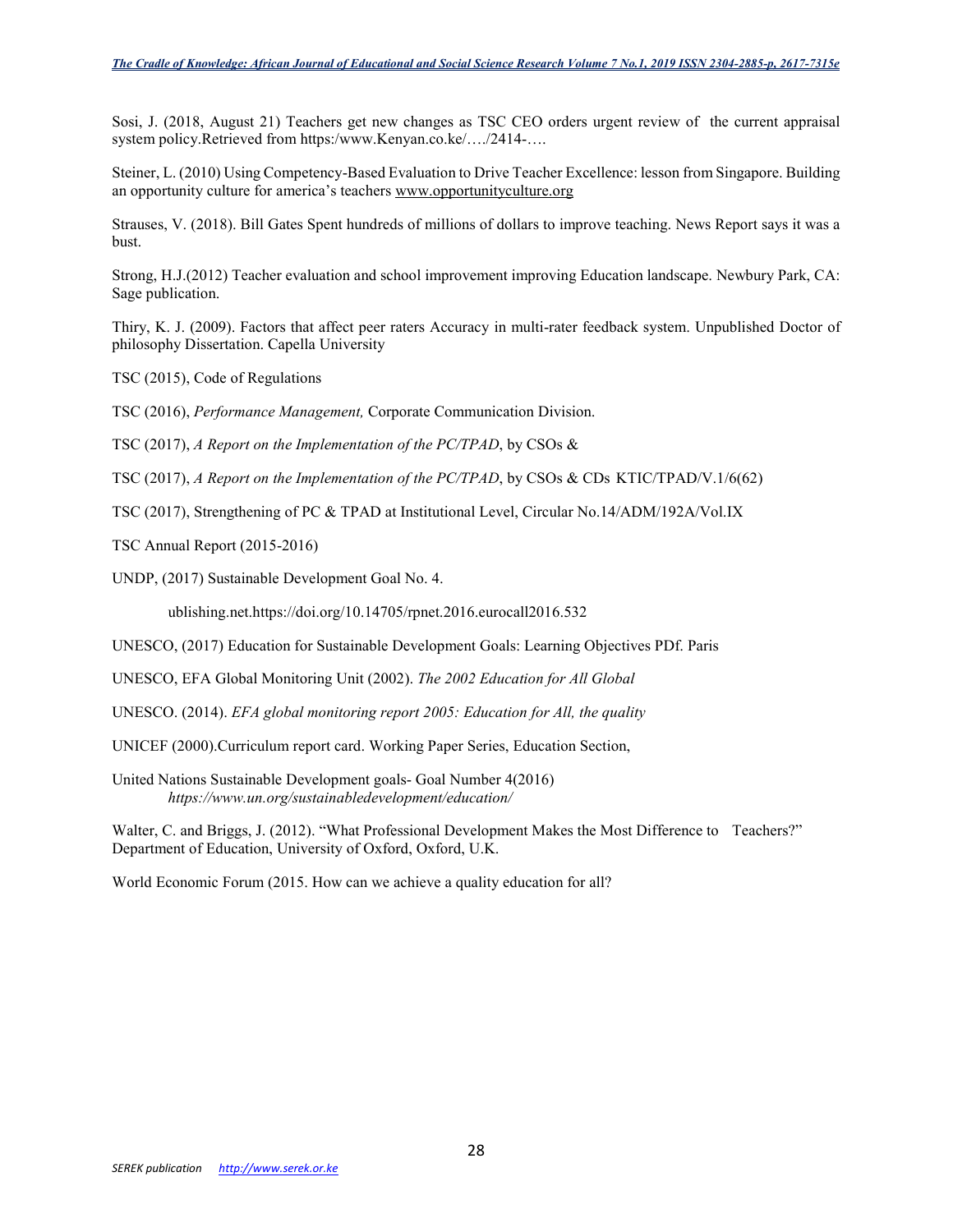Sosi, J. (2018, August 21) Teachers get new changes as TSC CEO orders urgent review of the current appraisal system policy.Retrieved from https:/www.Kenyan.co.ke/…./2414-….

Steiner, L. (2010) Using Competency-Based Evaluation to Drive Teacher Excellence: lesson from Singapore. Building an opportunity culture for america's teachers www.opportunityculture.org

Strauses, V. (2018). Bill Gates Spent hundreds of millions of dollars to improve teaching. News Report says it was a bust.

Strong, H.J.(2012) Teacher evaluation and school improvement improving Education landscape. Newbury Park, CA: Sage publication.

Thiry, K. J. (2009). Factors that affect peer raters Accuracy in multi-rater feedback system. Unpublished Doctor of philosophy Dissertation. Capella University

TSC (2015), Code of Regulations

TSC (2016), *Performance Management,* Corporate Communication Division.

TSC (2017), *A Report on the Implementation of the PC/TPAD*, by CSOs &

TSC (2017), *A Report on the Implementation of the PC/TPAD*, by CSOs & CDs KTIC/TPAD/V.1/6(62)

TSC (2017), Strengthening of PC & TPAD at Institutional Level, Circular No.14/ADM/192A/Vol.IX

TSC Annual Report (2015-2016)

UNDP, (2017) Sustainable Development Goal No. 4.

ublishing.net.https://doi.org/10.14705/rpnet.2016.eurocall2016.532

UNESCO, (2017) Education for Sustainable Development Goals: Learning Objectives PDf. Paris

UNESCO, EFA Global Monitoring Unit (2002). *The 2002 Education for All Global*

UNESCO. (2014). *EFA global monitoring report 2005: Education for All, the quality*

UNICEF (2000).Curriculum report card. Working Paper Series, Education Section,

United Nations Sustainable Development goals- Goal Number 4(2016) *https://www.un.org/sustainabledevelopment/education/*

Walter, C. and Briggs, J. (2012). "What Professional Development Makes the Most Difference to Teachers?" Department of Education, University of Oxford, Oxford, U.K.

World Economic Forum (2015. How can we achieve a quality education for all?